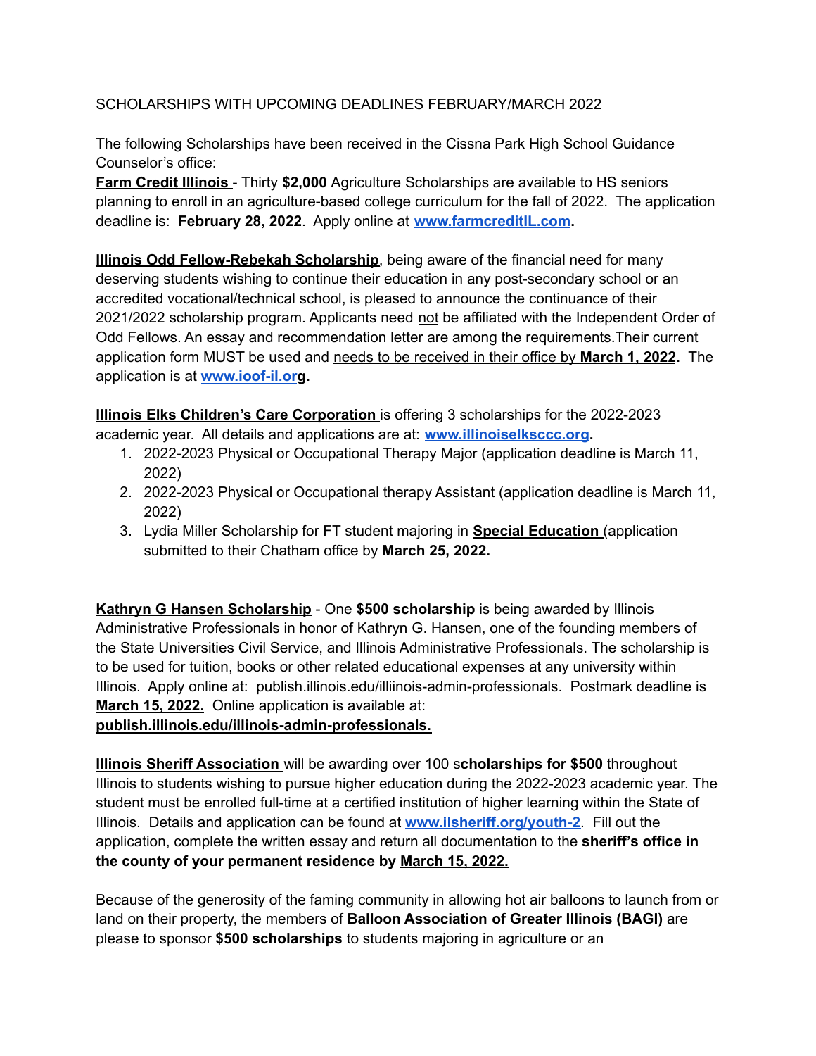SCHOLARSHIPS WITH UPCOMING DEADLINES FEBRUARY/MARCH 2022

The following Scholarships have been received in the Cissna Park High School Guidance Counselor's office:

**Farm Credit Illinois** - Thirty **$2,000** Agriculture Scholarships are available to HS seniors planning to enroll in an agriculture-based college curriculum for the fall of 2022. The application deadline is: **February 28, 2022**. Apply online at **www.farmcreditIL.com.**

**Illinois Odd Fellow-Rebekah Scholarship**, being aware of the financial need for many deserving students wishing to continue their education in any post-secondary school or an accredited vocational/technical school, is pleased to announce the continuance of their 2021/2022 scholarship program. Applicants need not be affiliated with the Independent Order of Odd Fellows. An essay and recommendation letter are among the requirements.Their current application form MUST be used and needs to be received in their office by **March 1, 2022.** The application is at **www.ioof-il.org.**

**Illinois Elks Children's Care Corporation** is offering 3 scholarships for the 2022-2023 academic year. All details and applications are at: **www.illinoiselksccc.org.**

1. 2022-2023 Physical or Occupational Therapy Major (application deadline is March 11, 2022)
2. 2022-2023 Physical or Occupational therapy Assistant (application deadline is March 11, 2022)
3. Lydia Miller Scholarship for FT student majoring in **Special Education** (application submitted to their Chatham office by **March 25, 2022.**

**Kathryn G Hansen Scholarship** - One **$500 scholarship** is being awarded by Illinois Administrative Professionals in honor of Kathryn G. Hansen, one of the founding members of the State Universities Civil Service, and Illinois Administrative Professionals. The scholarship is to be used for tuition, books or other related educational expenses at any university within Illinois. Apply online at: publish.illinois.edu/illiinois-admin-professionals. Postmark deadline is **March 15, 2022.** Online application is available at: **publish.illinois.edu/illinois-admin-professionals.**

**Illinois Sheriff Association** will be awarding over 100 s**cholarships for $500** throughout Illinois to students wishing to pursue higher education during the 2022-2023 academic year. The student must be enrolled full-time at a certified institution of higher learning within the State of Illinois. Details and application can be found at **www.ilsheriff.org/youth-2**. Fill out the application, complete the written essay and return all documentation to the **sheriff's office in the county of your permanent residence by March 15, 2022.**

Because of the generosity of the faming community in allowing hot air balloons to launch from or land on their property, the members of **Balloon Association of Greater Illinois (BAGI)** are please to sponsor **$500 scholarships** to students majoring in agriculture or an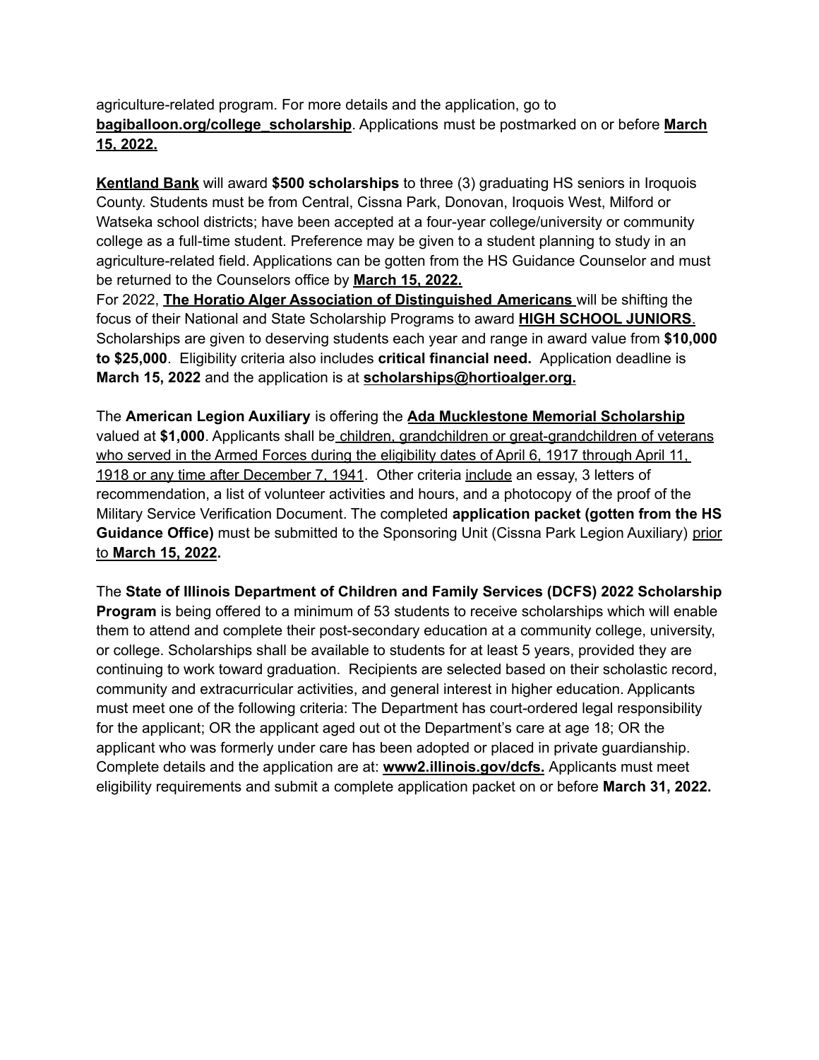agriculture-related program. For more details and the application, go to **bagiballoon.org/college_scholarship**. Applications must be postmarked on or before **March 15, 2022.**

**Kentland Bank** will award **$500 scholarships** to three (3) graduating HS seniors in Iroquois County. Students must be from Central, Cissna Park, Donovan, Iroquois West, Milford or Watseka school districts; have been accepted at a four-year college/university or community college as a full-time student. Preference may be given to a student planning to study in an agriculture-related field. Applications can be gotten from the HS Guidance Counselor and must be returned to the Counselors office by **March 15, 2022.**

For 2022, **The Horatio Alger Association of Distinguished Americans** will be shifting the focus of their National and State Scholarship Programs to award **HIGH SCHOOL JUNIORS**. Scholarships are given to deserving students each year and range in award value from **$10,000 to $25,000**. Eligibility criteria also includes **critical financial need.** Application deadline is **March 15, 2022** and the application is at **scholarships@hortioalger.org.**

The **American Legion Auxiliary** is offering the **Ada Mucklestone Memorial Scholarship** valued at **$1,000**. Applicants shall be children, grandchildren or great-grandchildren of veterans who served in the Armed Forces during the eligibility dates of April 6, 1917 through April 11, 1918 or any time after December 7, 1941. Other criteria include an essay, 3 letters of recommendation, a list of volunteer activities and hours, and a photocopy of the proof of the Military Service Verification Document. The completed **application packet (gotten from the HS Guidance Office)** must be submitted to the Sponsoring Unit (Cissna Park Legion Auxiliary) prior to **March 15, 2022.**

The **State of Illinois Department of Children and Family Services (DCFS) 2022 Scholarship Program** is being offered to a minimum of 53 students to receive scholarships which will enable them to attend and complete their post-secondary education at a community college, university, or college. Scholarships shall be available to students for at least 5 years, provided they are continuing to work toward graduation. Recipients are selected based on their scholastic record, community and extracurricular activities, and general interest in higher education. Applicants must meet one of the following criteria: The Department has court-ordered legal responsibility for the applicant; OR the applicant aged out ot the Department's care at age 18; OR the applicant who was formerly under care has been adopted or placed in private guardianship. Complete details and the application are at: **www2.illinois.gov/dcfs.** Applicants must meet eligibility requirements and submit a complete application packet on or before **March 31, 2022.**